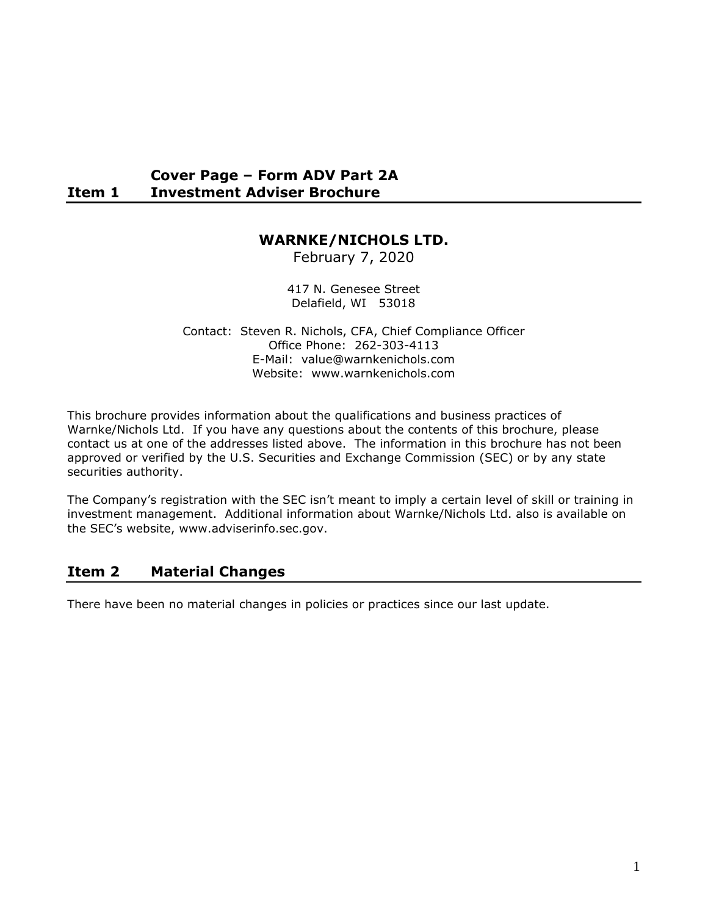## Item 1 Cover Page – Form ADV Part 2A Investment Adviser Brochure

**WARNKE/NICHOLS LTD.**

February 7, 2020

417 N. Genesee Street
Delafield, WI 53018

Contact: Steven R. Nichols, CFA, Chief Compliance Officer
Office Phone: 262-303-4113
E-Mail: value@warnkenichols.com
Website: www.warnkenichols.com

This brochure provides information about the qualifications and business practices of Warnke/Nichols Ltd. If you have any questions about the contents of this brochure, please contact us at one of the addresses listed above. The information in this brochure has not been approved or verified by the U.S. Securities and Exchange Commission (SEC) or by any state securities authority.

The Company's registration with the SEC isn't meant to imply a certain level of skill or training in investment management. Additional information about Warnke/Nichols Ltd. also is available on the SEC's website, www.adviserinfo.sec.gov.

## Item 2 Material Changes

There have been no material changes in policies or practices since our last update.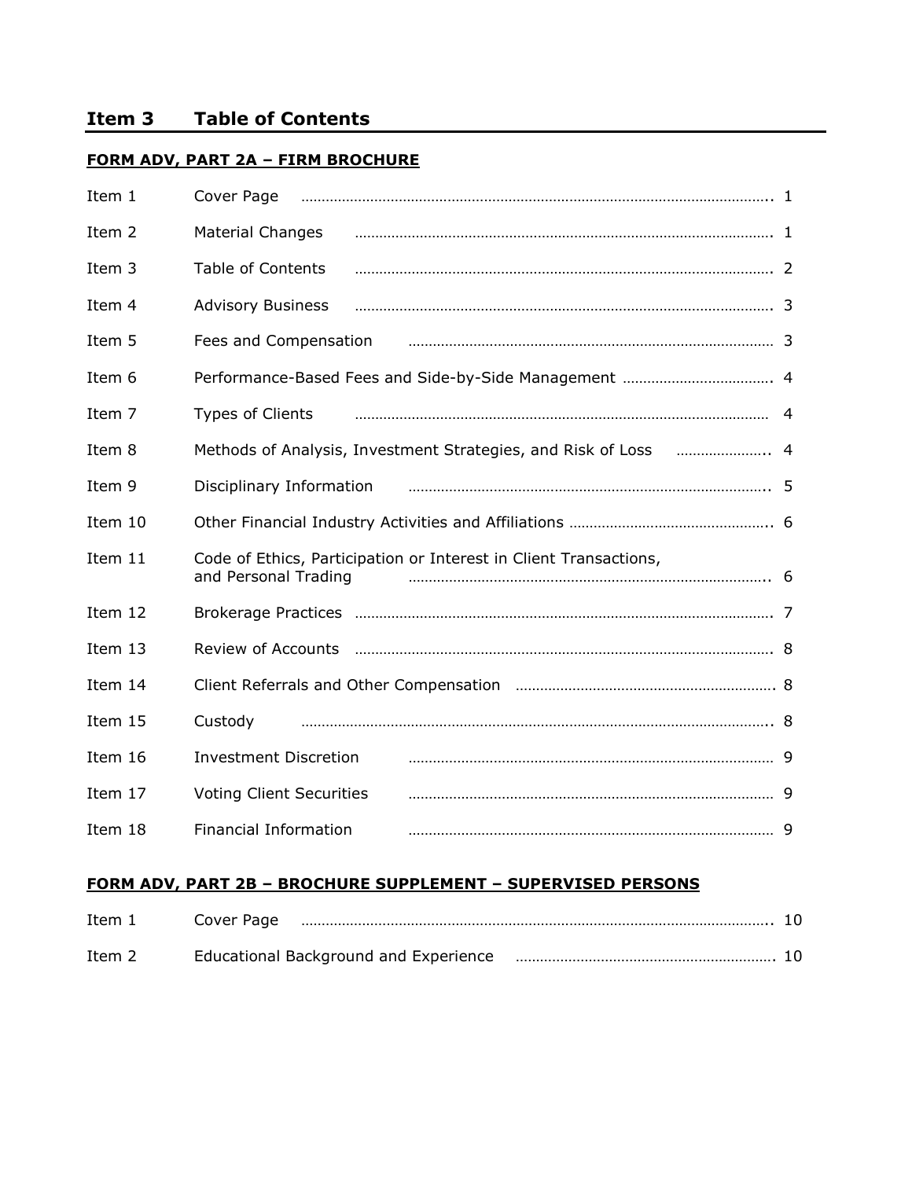# Item 3 Table of Contents

## FORM ADV, PART 2A – FIRM BROCHURE

| Item | Title | Page |
|---|---|---|
| Item 1 | Cover Page | 1 |
| Item 2 | Material Changes | 1 |
| Item 3 | Table of Contents | 2 |
| Item 4 | Advisory Business | 3 |
| Item 5 | Fees and Compensation | 3 |
| Item 6 | Performance-Based Fees and Side-by-Side Management | 4 |
| Item 7 | Types of Clients | 4 |
| Item 8 | Methods of Analysis, Investment Strategies, and Risk of Loss | 4 |
| Item 9 | Disciplinary Information | 5 |
| Item 10 | Other Financial Industry Activities and Affiliations | 6 |
| Item 11 | Code of Ethics, Participation or Interest in Client Transactions, and Personal Trading | 6 |
| Item 12 | Brokerage Practices | 7 |
| Item 13 | Review of Accounts | 8 |
| Item 14 | Client Referrals and Other Compensation | 8 |
| Item 15 | Custody | 8 |
| Item 16 | Investment Discretion | 9 |
| Item 17 | Voting Client Securities | 9 |
| Item 18 | Financial Information | 9 |

## FORM ADV, PART 2B – BROCHURE SUPPLEMENT – SUPERVISED PERSONS

| Item | Title | Page |
|---|---|---|
| Item 1 | Cover Page | 10 |
| Item 2 | Educational Background and Experience | 10 |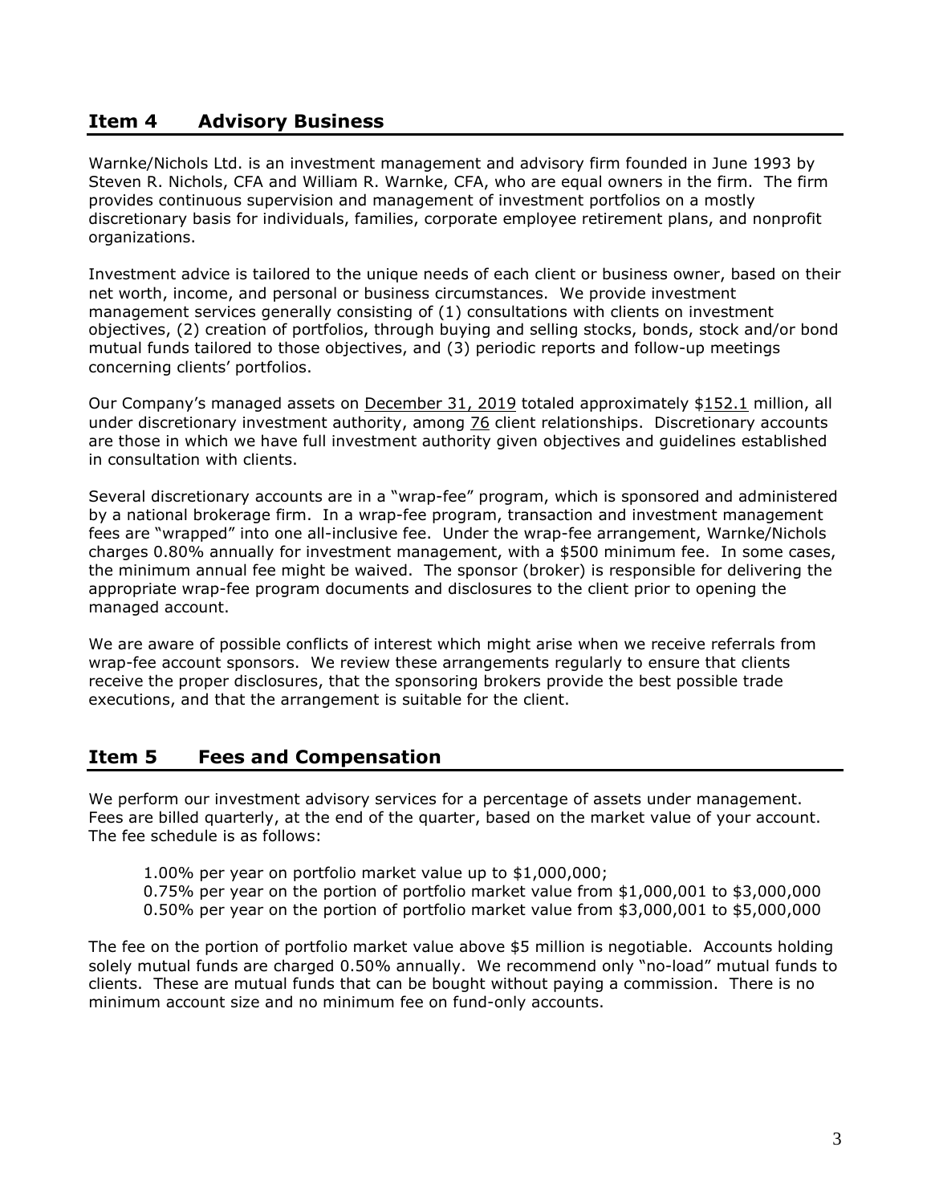## Item 4 Advisory Business

Warnke/Nichols Ltd. is an investment management and advisory firm founded in June 1993 by Steven R. Nichols, CFA and William R. Warnke, CFA, who are equal owners in the firm. The firm provides continuous supervision and management of investment portfolios on a mostly discretionary basis for individuals, families, corporate employee retirement plans, and nonprofit organizations.

Investment advice is tailored to the unique needs of each client or business owner, based on their net worth, income, and personal or business circumstances. We provide investment management services generally consisting of (1) consultations with clients on investment objectives, (2) creation of portfolios, through buying and selling stocks, bonds, stock and/or bond mutual funds tailored to those objectives, and (3) periodic reports and follow-up meetings concerning clients' portfolios.

Our Company's managed assets on December 31, 2019 totaled approximately $152.1 million, all under discretionary investment authority, among 76 client relationships. Discretionary accounts are those in which we have full investment authority given objectives and guidelines established in consultation with clients.

Several discretionary accounts are in a "wrap-fee" program, which is sponsored and administered by a national brokerage firm. In a wrap-fee program, transaction and investment management fees are "wrapped" into one all-inclusive fee. Under the wrap-fee arrangement, Warnke/Nichols charges 0.80% annually for investment management, with a $500 minimum fee. In some cases, the minimum annual fee might be waived. The sponsor (broker) is responsible for delivering the appropriate wrap-fee program documents and disclosures to the client prior to opening the managed account.

We are aware of possible conflicts of interest which might arise when we receive referrals from wrap-fee account sponsors. We review these arrangements regularly to ensure that clients receive the proper disclosures, that the sponsoring brokers provide the best possible trade executions, and that the arrangement is suitable for the client.

## Item 5 Fees and Compensation

We perform our investment advisory services for a percentage of assets under management. Fees are billed quarterly, at the end of the quarter, based on the market value of your account. The fee schedule is as follows:

1.00% per year on portfolio market value up to $1,000,000;
0.75% per year on the portion of portfolio market value from $1,000,001 to $3,000,000
0.50% per year on the portion of portfolio market value from $3,000,001 to $5,000,000

The fee on the portion of portfolio market value above $5 million is negotiable. Accounts holding solely mutual funds are charged 0.50% annually. We recommend only "no-load" mutual funds to clients. These are mutual funds that can be bought without paying a commission. There is no minimum account size and no minimum fee on fund-only accounts.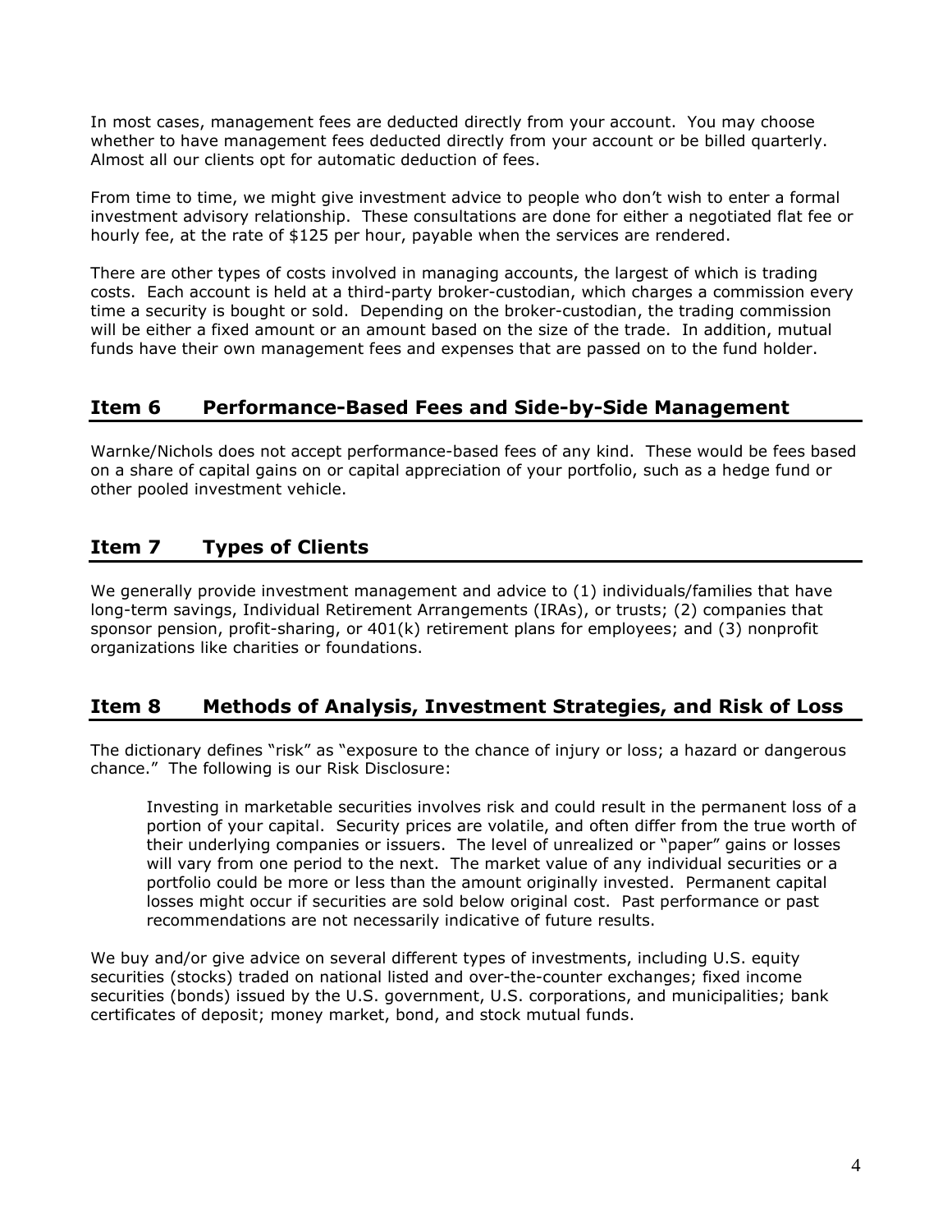In most cases, management fees are deducted directly from your account. You may choose whether to have management fees deducted directly from your account or be billed quarterly. Almost all our clients opt for automatic deduction of fees.

From time to time, we might give investment advice to people who don't wish to enter a formal investment advisory relationship. These consultations are done for either a negotiated flat fee or hourly fee, at the rate of $125 per hour, payable when the services are rendered.

There are other types of costs involved in managing accounts, the largest of which is trading costs. Each account is held at a third-party broker-custodian, which charges a commission every time a security is bought or sold. Depending on the broker-custodian, the trading commission will be either a fixed amount or an amount based on the size of the trade. In addition, mutual funds have their own management fees and expenses that are passed on to the fund holder.

## Item 6 Performance-Based Fees and Side-by-Side Management

Warnke/Nichols does not accept performance-based fees of any kind. These would be fees based on a share of capital gains on or capital appreciation of your portfolio, such as a hedge fund or other pooled investment vehicle.

## Item 7 Types of Clients

We generally provide investment management and advice to (1) individuals/families that have long-term savings, Individual Retirement Arrangements (IRAs), or trusts; (2) companies that sponsor pension, profit-sharing, or 401(k) retirement plans for employees; and (3) nonprofit organizations like charities or foundations.

## Item 8 Methods of Analysis, Investment Strategies, and Risk of Loss

The dictionary defines "risk" as "exposure to the chance of injury or loss; a hazard or dangerous chance." The following is our Risk Disclosure:

> Investing in marketable securities involves risk and could result in the permanent loss of a portion of your capital. Security prices are volatile, and often differ from the true worth of their underlying companies or issuers. The level of unrealized or "paper" gains or losses will vary from one period to the next. The market value of any individual securities or a portfolio could be more or less than the amount originally invested. Permanent capital losses might occur if securities are sold below original cost. Past performance or past recommendations are not necessarily indicative of future results.

We buy and/or give advice on several different types of investments, including U.S. equity securities (stocks) traded on national listed and over-the-counter exchanges; fixed income securities (bonds) issued by the U.S. government, U.S. corporations, and municipalities; bank certificates of deposit; money market, bond, and stock mutual funds.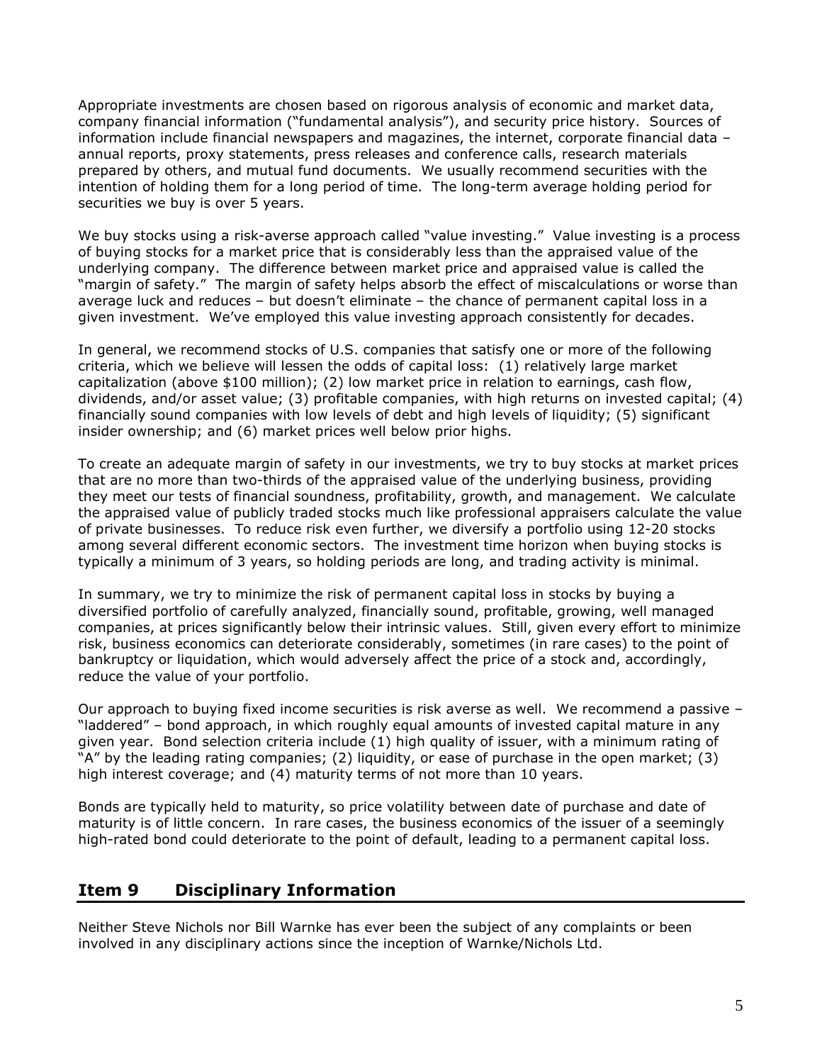Appropriate investments are chosen based on rigorous analysis of economic and market data, company financial information ("fundamental analysis"), and security price history. Sources of information include financial newspapers and magazines, the internet, corporate financial data – annual reports, proxy statements, press releases and conference calls, research materials prepared by others, and mutual fund documents. We usually recommend securities with the intention of holding them for a long period of time. The long-term average holding period for securities we buy is over 5 years.

We buy stocks using a risk-averse approach called "value investing." Value investing is a process of buying stocks for a market price that is considerably less than the appraised value of the underlying company. The difference between market price and appraised value is called the "margin of safety." The margin of safety helps absorb the effect of miscalculations or worse than average luck and reduces – but doesn't eliminate – the chance of permanent capital loss in a given investment. We've employed this value investing approach consistently for decades.

In general, we recommend stocks of U.S. companies that satisfy one or more of the following criteria, which we believe will lessen the odds of capital loss: (1) relatively large market capitalization (above $100 million); (2) low market price in relation to earnings, cash flow, dividends, and/or asset value; (3) profitable companies, with high returns on invested capital; (4) financially sound companies with low levels of debt and high levels of liquidity; (5) significant insider ownership; and (6) market prices well below prior highs.

To create an adequate margin of safety in our investments, we try to buy stocks at market prices that are no more than two-thirds of the appraised value of the underlying business, providing they meet our tests of financial soundness, profitability, growth, and management. We calculate the appraised value of publicly traded stocks much like professional appraisers calculate the value of private businesses. To reduce risk even further, we diversify a portfolio using 12-20 stocks among several different economic sectors. The investment time horizon when buying stocks is typically a minimum of 3 years, so holding periods are long, and trading activity is minimal.

In summary, we try to minimize the risk of permanent capital loss in stocks by buying a diversified portfolio of carefully analyzed, financially sound, profitable, growing, well managed companies, at prices significantly below their intrinsic values. Still, given every effort to minimize risk, business economics can deteriorate considerably, sometimes (in rare cases) to the point of bankruptcy or liquidation, which would adversely affect the price of a stock and, accordingly, reduce the value of your portfolio.

Our approach to buying fixed income securities is risk averse as well. We recommend a passive – "laddered" – bond approach, in which roughly equal amounts of invested capital mature in any given year. Bond selection criteria include (1) high quality of issuer, with a minimum rating of "A" by the leading rating companies; (2) liquidity, or ease of purchase in the open market; (3) high interest coverage; and (4) maturity terms of not more than 10 years.

Bonds are typically held to maturity, so price volatility between date of purchase and date of maturity is of little concern. In rare cases, the business economics of the issuer of a seemingly high-rated bond could deteriorate to the point of default, leading to a permanent capital loss.

## Item 9 Disciplinary Information

Neither Steve Nichols nor Bill Warnke has ever been the subject of any complaints or been involved in any disciplinary actions since the inception of Warnke/Nichols Ltd.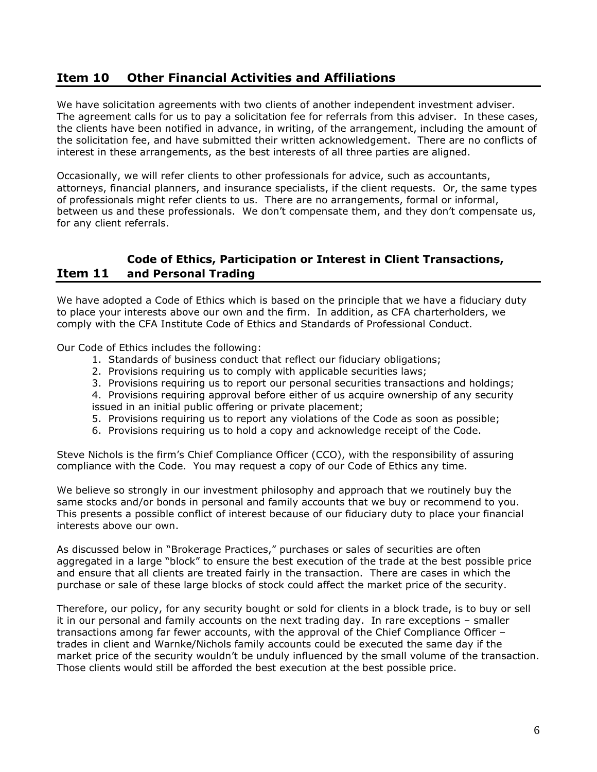## Item 10 Other Financial Activities and Affiliations

We have solicitation agreements with two clients of another independent investment adviser. The agreement calls for us to pay a solicitation fee for referrals from this adviser. In these cases, the clients have been notified in advance, in writing, of the arrangement, including the amount of the solicitation fee, and have submitted their written acknowledgement. There are no conflicts of interest in these arrangements, as the best interests of all three parties are aligned.

Occasionally, we will refer clients to other professionals for advice, such as accountants, attorneys, financial planners, and insurance specialists, if the client requests. Or, the same types of professionals might refer clients to us. There are no arrangements, formal or informal, between us and these professionals. We don't compensate them, and they don't compensate us, for any client referrals.

## Item 11 Code of Ethics, Participation or Interest in Client Transactions, and Personal Trading

We have adopted a Code of Ethics which is based on the principle that we have a fiduciary duty to place your interests above our own and the firm. In addition, as CFA charterholders, we comply with the CFA Institute Code of Ethics and Standards of Professional Conduct.

Our Code of Ethics includes the following:

1. Standards of business conduct that reflect our fiduciary obligations;
2. Provisions requiring us to comply with applicable securities laws;
3. Provisions requiring us to report our personal securities transactions and holdings;
4. Provisions requiring approval before either of us acquire ownership of any security issued in an initial public offering or private placement;
5. Provisions requiring us to report any violations of the Code as soon as possible;
6. Provisions requiring us to hold a copy and acknowledge receipt of the Code.

Steve Nichols is the firm's Chief Compliance Officer (CCO), with the responsibility of assuring compliance with the Code. You may request a copy of our Code of Ethics any time.

We believe so strongly in our investment philosophy and approach that we routinely buy the same stocks and/or bonds in personal and family accounts that we buy or recommend to you. This presents a possible conflict of interest because of our fiduciary duty to place your financial interests above our own.

As discussed below in "Brokerage Practices," purchases or sales of securities are often aggregated in a large "block" to ensure the best execution of the trade at the best possible price and ensure that all clients are treated fairly in the transaction. There are cases in which the purchase or sale of these large blocks of stock could affect the market price of the security.

Therefore, our policy, for any security bought or sold for clients in a block trade, is to buy or sell it in our personal and family accounts on the next trading day. In rare exceptions – smaller transactions among far fewer accounts, with the approval of the Chief Compliance Officer – trades in client and Warnke/Nichols family accounts could be executed the same day if the market price of the security wouldn't be unduly influenced by the small volume of the transaction. Those clients would still be afforded the best execution at the best possible price.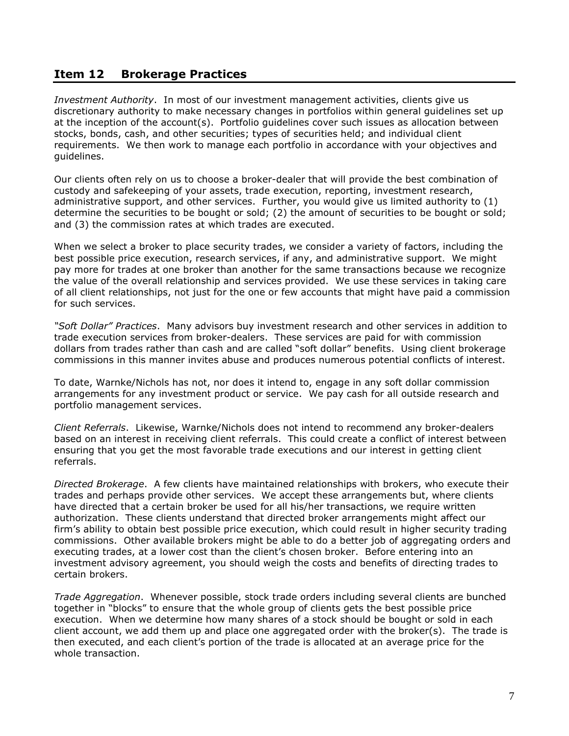## Item 12 Brokerage Practices

*Investment Authority*. In most of our investment management activities, clients give us discretionary authority to make necessary changes in portfolios within general guidelines set up at the inception of the account(s). Portfolio guidelines cover such issues as allocation between stocks, bonds, cash, and other securities; types of securities held; and individual client requirements. We then work to manage each portfolio in accordance with your objectives and guidelines.

Our clients often rely on us to choose a broker-dealer that will provide the best combination of custody and safekeeping of your assets, trade execution, reporting, investment research, administrative support, and other services. Further, you would give us limited authority to (1) determine the securities to be bought or sold; (2) the amount of securities to be bought or sold; and (3) the commission rates at which trades are executed.

When we select a broker to place security trades, we consider a variety of factors, including the best possible price execution, research services, if any, and administrative support. We might pay more for trades at one broker than another for the same transactions because we recognize the value of the overall relationship and services provided. We use these services in taking care of all client relationships, not just for the one or few accounts that might have paid a commission for such services.

*"Soft Dollar" Practices*. Many advisors buy investment research and other services in addition to trade execution services from broker-dealers. These services are paid for with commission dollars from trades rather than cash and are called "soft dollar" benefits. Using client brokerage commissions in this manner invites abuse and produces numerous potential conflicts of interest.

To date, Warnke/Nichols has not, nor does it intend to, engage in any soft dollar commission arrangements for any investment product or service. We pay cash for all outside research and portfolio management services.

*Client Referrals*. Likewise, Warnke/Nichols does not intend to recommend any broker-dealers based on an interest in receiving client referrals. This could create a conflict of interest between ensuring that you get the most favorable trade executions and our interest in getting client referrals.

*Directed Brokerage*. A few clients have maintained relationships with brokers, who execute their trades and perhaps provide other services. We accept these arrangements but, where clients have directed that a certain broker be used for all his/her transactions, we require written authorization. These clients understand that directed broker arrangements might affect our firm's ability to obtain best possible price execution, which could result in higher security trading commissions. Other available brokers might be able to do a better job of aggregating orders and executing trades, at a lower cost than the client's chosen broker. Before entering into an investment advisory agreement, you should weigh the costs and benefits of directing trades to certain brokers.

*Trade Aggregation*. Whenever possible, stock trade orders including several clients are bunched together in "blocks" to ensure that the whole group of clients gets the best possible price execution. When we determine how many shares of a stock should be bought or sold in each client account, we add them up and place one aggregated order with the broker(s). The trade is then executed, and each client's portion of the trade is allocated at an average price for the whole transaction.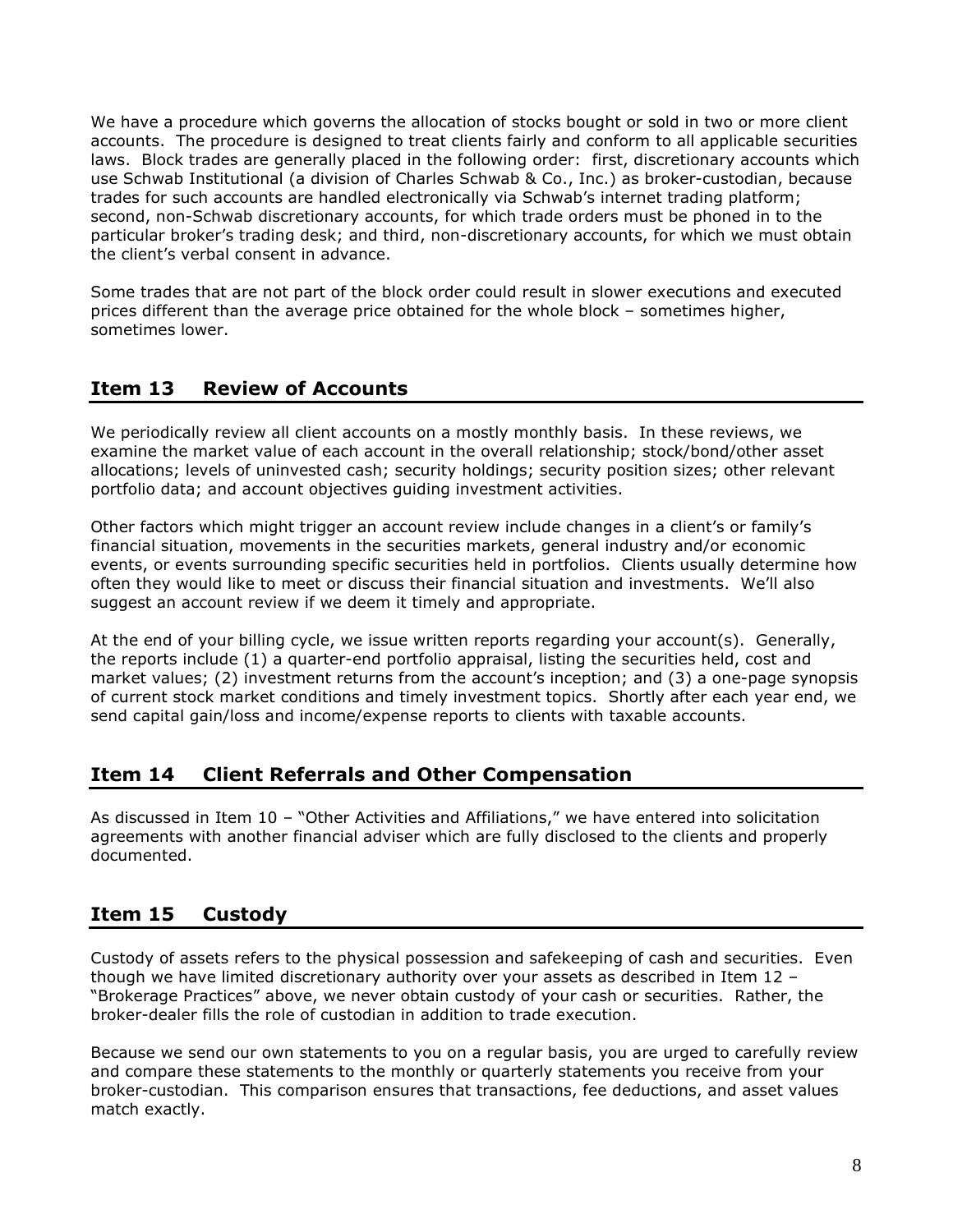We have a procedure which governs the allocation of stocks bought or sold in two or more client accounts. The procedure is designed to treat clients fairly and conform to all applicable securities laws. Block trades are generally placed in the following order: first, discretionary accounts which use Schwab Institutional (a division of Charles Schwab & Co., Inc.) as broker-custodian, because trades for such accounts are handled electronically via Schwab's internet trading platform; second, non-Schwab discretionary accounts, for which trade orders must be phoned in to the particular broker's trading desk; and third, non-discretionary accounts, for which we must obtain the client's verbal consent in advance.

Some trades that are not part of the block order could result in slower executions and executed prices different than the average price obtained for the whole block – sometimes higher, sometimes lower.

## Item 13 Review of Accounts

We periodically review all client accounts on a mostly monthly basis. In these reviews, we examine the market value of each account in the overall relationship; stock/bond/other asset allocations; levels of uninvested cash; security holdings; security position sizes; other relevant portfolio data; and account objectives guiding investment activities.

Other factors which might trigger an account review include changes in a client's or family's financial situation, movements in the securities markets, general industry and/or economic events, or events surrounding specific securities held in portfolios. Clients usually determine how often they would like to meet or discuss their financial situation and investments. We'll also suggest an account review if we deem it timely and appropriate.

At the end of your billing cycle, we issue written reports regarding your account(s). Generally, the reports include (1) a quarter-end portfolio appraisal, listing the securities held, cost and market values; (2) investment returns from the account's inception; and (3) a one-page synopsis of current stock market conditions and timely investment topics. Shortly after each year end, we send capital gain/loss and income/expense reports to clients with taxable accounts.

## Item 14 Client Referrals and Other Compensation

As discussed in Item 10 – "Other Activities and Affiliations," we have entered into solicitation agreements with another financial adviser which are fully disclosed to the clients and properly documented.

## Item 15 Custody

Custody of assets refers to the physical possession and safekeeping of cash and securities. Even though we have limited discretionary authority over your assets as described in Item 12 – "Brokerage Practices" above, we never obtain custody of your cash or securities. Rather, the broker-dealer fills the role of custodian in addition to trade execution.

Because we send our own statements to you on a regular basis, you are urged to carefully review and compare these statements to the monthly or quarterly statements you receive from your broker-custodian. This comparison ensures that transactions, fee deductions, and asset values match exactly.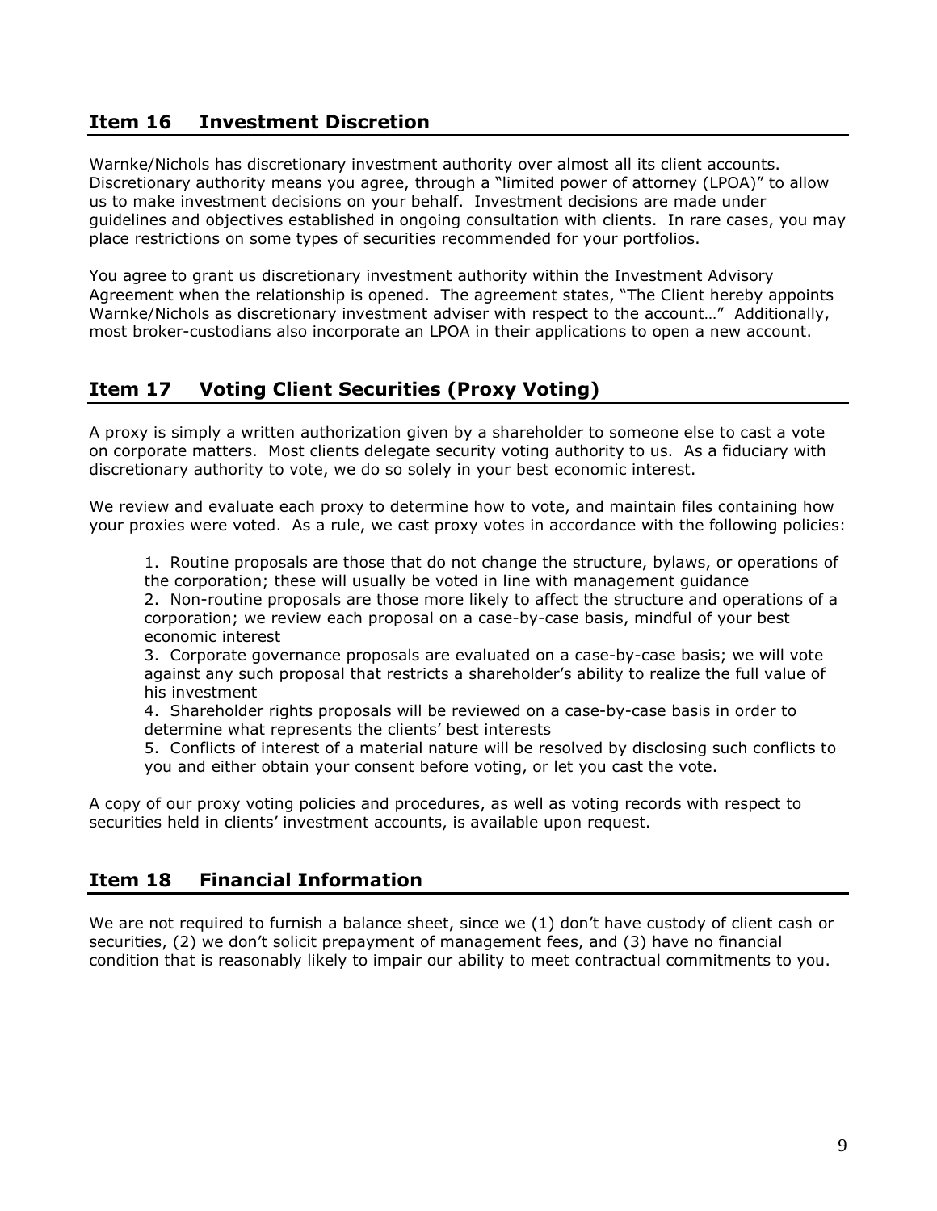## Item 16 Investment Discretion

Warnke/Nichols has discretionary investment authority over almost all its client accounts. Discretionary authority means you agree, through a "limited power of attorney (LPOA)" to allow us to make investment decisions on your behalf. Investment decisions are made under guidelines and objectives established in ongoing consultation with clients. In rare cases, you may place restrictions on some types of securities recommended for your portfolios.

You agree to grant us discretionary investment authority within the Investment Advisory Agreement when the relationship is opened. The agreement states, "The Client hereby appoints Warnke/Nichols as discretionary investment adviser with respect to the account…" Additionally, most broker-custodians also incorporate an LPOA in their applications to open a new account.

## Item 17 Voting Client Securities (Proxy Voting)

A proxy is simply a written authorization given by a shareholder to someone else to cast a vote on corporate matters. Most clients delegate security voting authority to us. As a fiduciary with discretionary authority to vote, we do so solely in your best economic interest.

We review and evaluate each proxy to determine how to vote, and maintain files containing how your proxies were voted. As a rule, we cast proxy votes in accordance with the following policies:

1. Routine proposals are those that do not change the structure, bylaws, or operations of the corporation; these will usually be voted in line with management guidance
2. Non-routine proposals are those more likely to affect the structure and operations of a corporation; we review each proposal on a case-by-case basis, mindful of your best economic interest
3. Corporate governance proposals are evaluated on a case-by-case basis; we will vote against any such proposal that restricts a shareholder's ability to realize the full value of his investment
4. Shareholder rights proposals will be reviewed on a case-by-case basis in order to determine what represents the clients' best interests
5. Conflicts of interest of a material nature will be resolved by disclosing such conflicts to you and either obtain your consent before voting, or let you cast the vote.

A copy of our proxy voting policies and procedures, as well as voting records with respect to securities held in clients' investment accounts, is available upon request.

## Item 18 Financial Information

We are not required to furnish a balance sheet, since we (1) don't have custody of client cash or securities, (2) we don't solicit prepayment of management fees, and (3) have no financial condition that is reasonably likely to impair our ability to meet contractual commitments to you.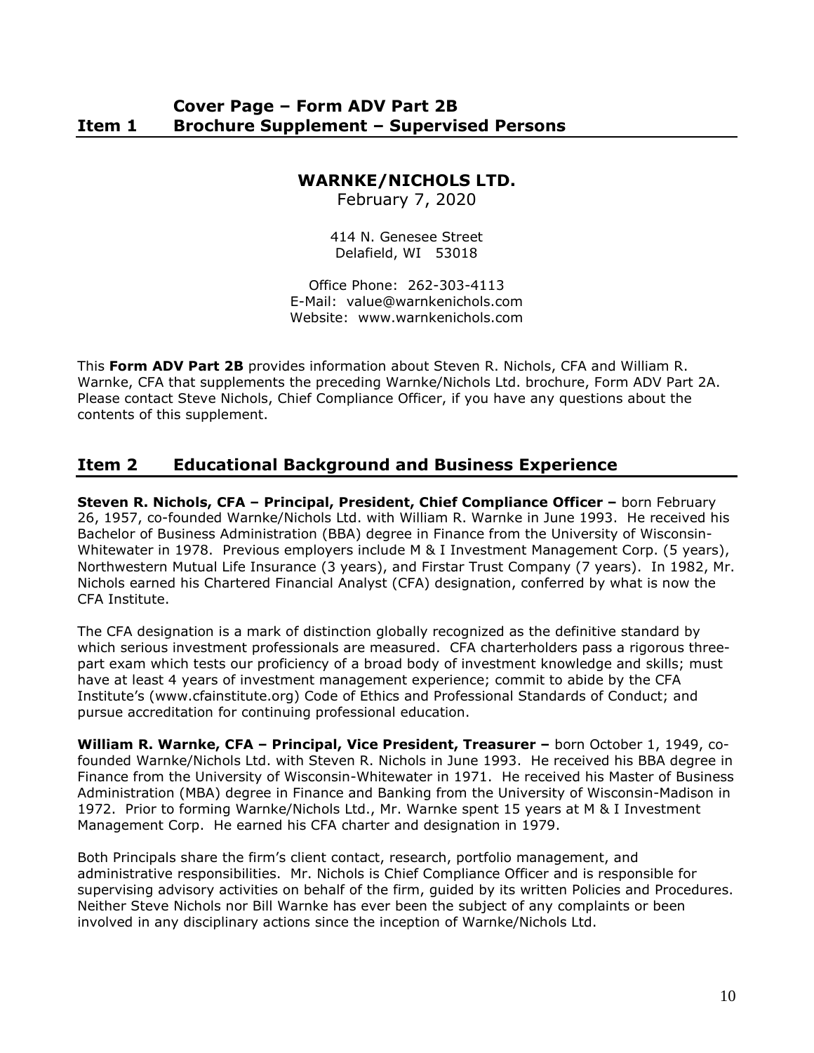## Cover Page – Form ADV Part 2B

## Item 1 Brochure Supplement – Supervised Persons

**WARNKE/NICHOLS LTD.**

February 7, 2020

414 N. Genesee Street
Delafield, WI 53018

Office Phone: 262-303-4113
E-Mail: value@warnkenichols.com
Website: www.warnkenichols.com

This **Form ADV Part 2B** provides information about Steven R. Nichols, CFA and William R. Warnke, CFA that supplements the preceding Warnke/Nichols Ltd. brochure, Form ADV Part 2A. Please contact Steve Nichols, Chief Compliance Officer, if you have any questions about the contents of this supplement.

## Item 2 Educational Background and Business Experience

**Steven R. Nichols, CFA – Principal, President, Chief Compliance Officer –** born February 26, 1957, co-founded Warnke/Nichols Ltd. with William R. Warnke in June 1993. He received his Bachelor of Business Administration (BBA) degree in Finance from the University of Wisconsin-Whitewater in 1978. Previous employers include M & I Investment Management Corp. (5 years), Northwestern Mutual Life Insurance (3 years), and Firstar Trust Company (7 years). In 1982, Mr. Nichols earned his Chartered Financial Analyst (CFA) designation, conferred by what is now the CFA Institute.

The CFA designation is a mark of distinction globally recognized as the definitive standard by which serious investment professionals are measured. CFA charterholders pass a rigorous three-part exam which tests our proficiency of a broad body of investment knowledge and skills; must have at least 4 years of investment management experience; commit to abide by the CFA Institute's (www.cfainstitute.org) Code of Ethics and Professional Standards of Conduct; and pursue accreditation for continuing professional education.

**William R. Warnke, CFA – Principal, Vice President, Treasurer –** born October 1, 1949, co-founded Warnke/Nichols Ltd. with Steven R. Nichols in June 1993. He received his BBA degree in Finance from the University of Wisconsin-Whitewater in 1971. He received his Master of Business Administration (MBA) degree in Finance and Banking from the University of Wisconsin-Madison in 1972. Prior to forming Warnke/Nichols Ltd., Mr. Warnke spent 15 years at M & I Investment Management Corp. He earned his CFA charter and designation in 1979.

Both Principals share the firm's client contact, research, portfolio management, and administrative responsibilities. Mr. Nichols is Chief Compliance Officer and is responsible for supervising advisory activities on behalf of the firm, guided by its written Policies and Procedures. Neither Steve Nichols nor Bill Warnke has ever been the subject of any complaints or been involved in any disciplinary actions since the inception of Warnke/Nichols Ltd.